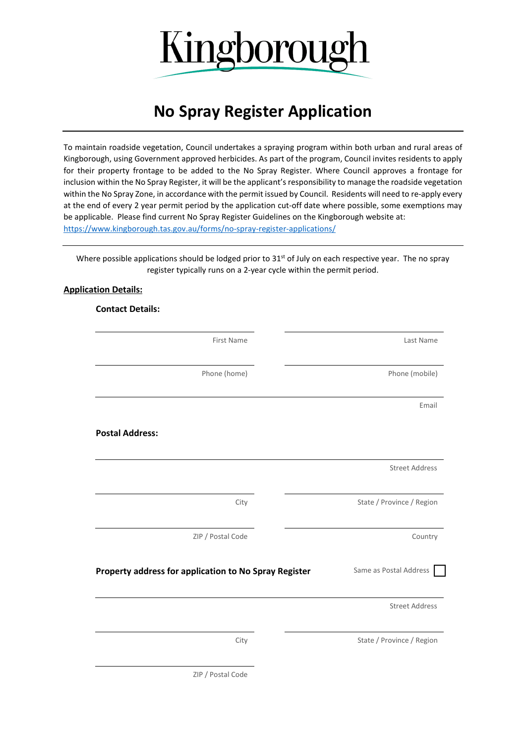Kingborough

# No Spray Register Application

To maintain roadside vegetation, Council undertakes a spraying program within both urban and rural areas of Kingborough, using Government approved herbicides. As part of the program, Council invites residents to apply for their property frontage to be added to the No Spray Register. Where Council approves a frontage for inclusion within the No Spray Register, it will be the applicant's responsibility to manage the roadside vegetation within the No Spray Zone, in accordance with the permit issued by Council. Residents will need to re-apply every at the end of every 2 year permit period by the application cut-off date where possible, some exemptions may be applicable. Please find current No Spray Register Guidelines on the Kingborough website at: https://www.kingborough.tas.gov.au/forms/no-spray-register-applications/

Where possible applications should be lodged prior to 31st of July on each respective year. The no spray register typically runs on a 2-year cycle within the permit period.

## Application Details:

### Contact Details:

First Name ____________________ Last Name ____________________

Phone (home) ____________________ Phone (mobile) ____________________

Email ____________________

### Postal Address:

Street Address ____________________

City ____________________ State / Province / Region ____________________

ZIP / Postal Code ____________________ Country ____________________

### Property address for application to No Spray Register

Same as Postal Address ☐

Street Address ____________________

City ____________________ State / Province / Region ____________________

ZIP / Postal Code ____________________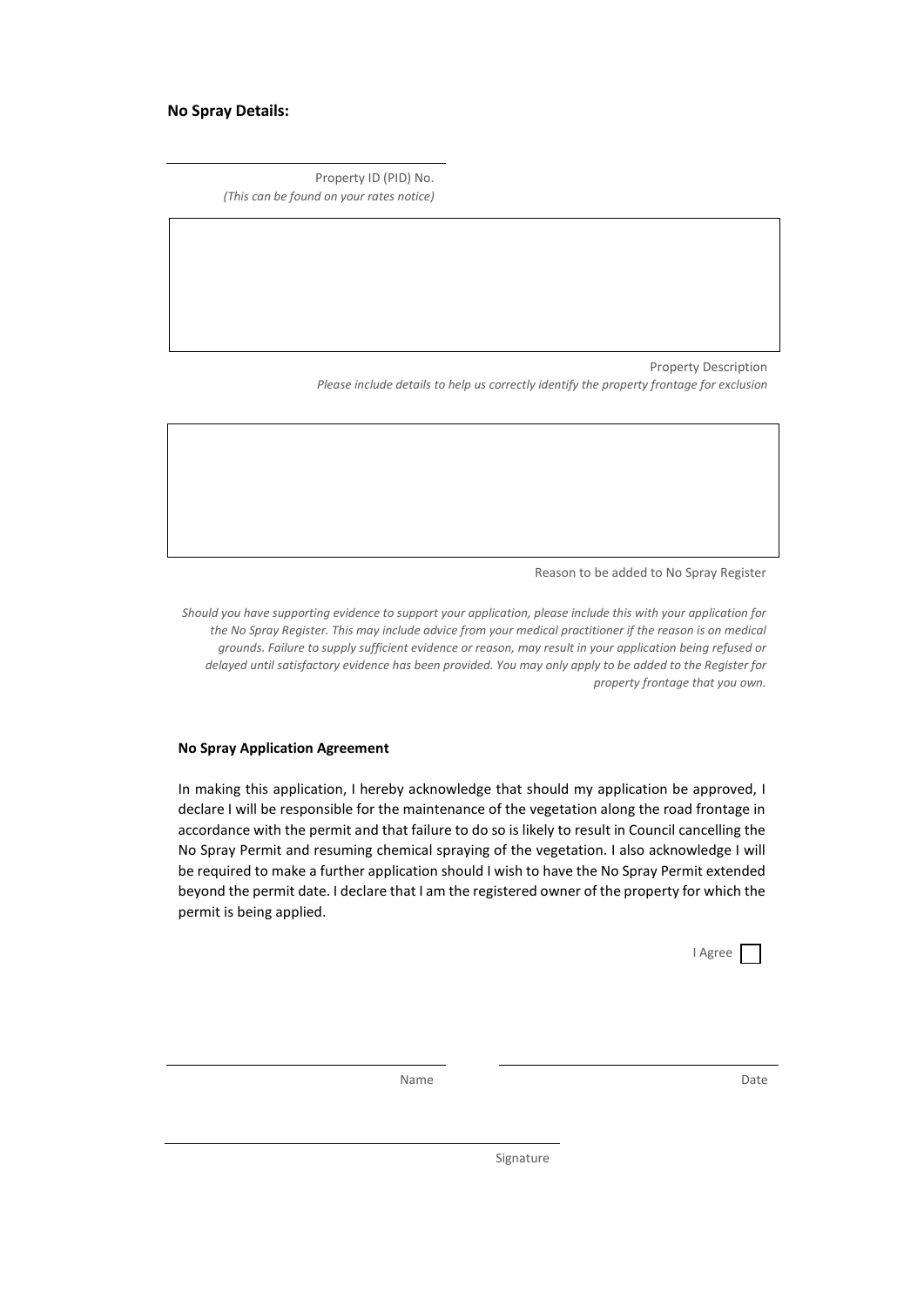**No Spray Details:**

Property ID (PID) No.
*(This can be found on your rates notice)*

Property Description
*Please include details to help us correctly identify the property frontage for exclusion*

Reason to be added to No Spray Register

*Should you have supporting evidence to support your application, please include this with your application for the No Spray Register. This may include advice from your medical practitioner if the reason is on medical grounds. Failure to supply sufficient evidence or reason, may result in your application being refused or delayed until satisfactory evidence has been provided. You may only apply to be added to the Register for property frontage that you own.*

**No Spray Application Agreement**

In making this application, I hereby acknowledge that should my application be approved, I declare I will be responsible for the maintenance of the vegetation along the road frontage in accordance with the permit and that failure to do so is likely to result in Council cancelling the No Spray Permit and resuming chemical spraying of the vegetation. I also acknowledge I will be required to make a further application should I wish to have the No Spray Permit extended beyond the permit date. I declare that I am the registered owner of the property for which the permit is being applied.

I Agree ☐

Name

Date

Signature